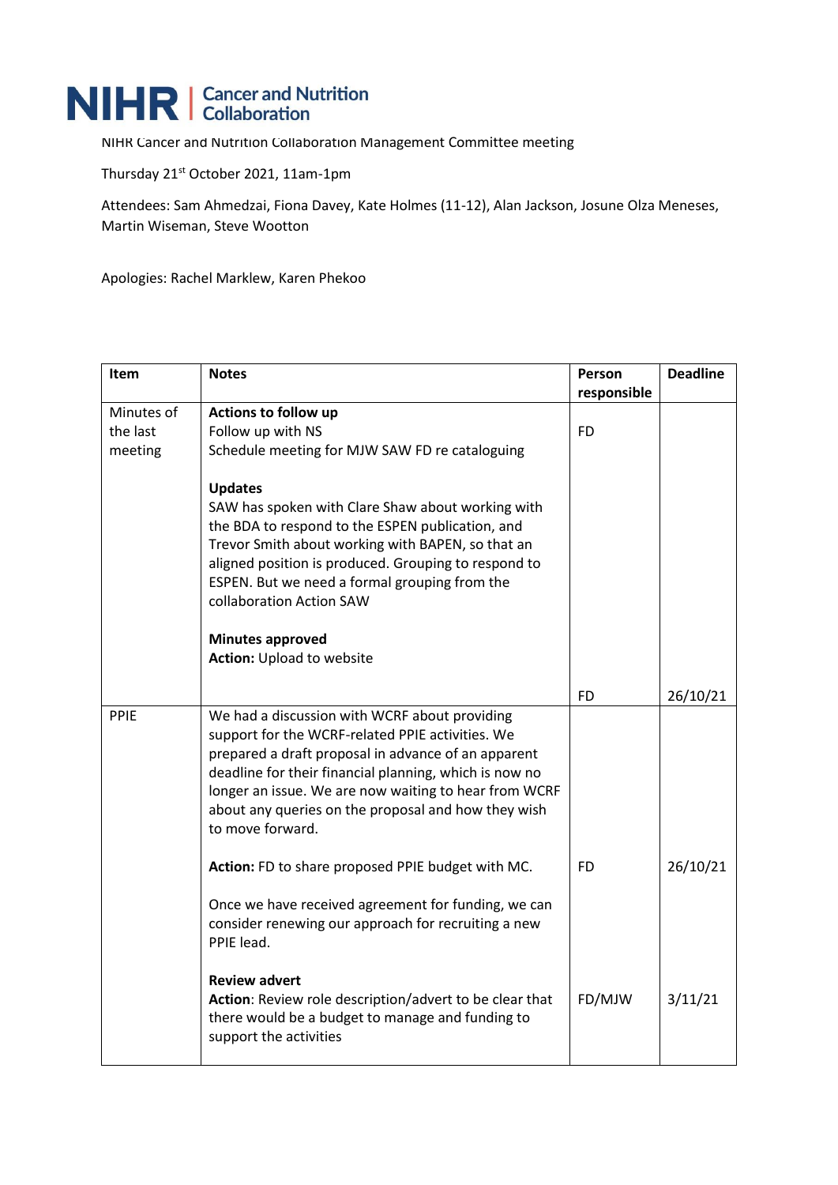NIHR | Cancer and Nutrition Collaboration

NIHR Cancer and Nutrition Collaboration Management Committee meeting

Thursday 21st October 2021, 11am-1pm

Attendees: Sam Ahmedzai, Fiona Davey, Kate Holmes (11-12), Alan Jackson, Josune Olza Meneses, Martin Wiseman, Steve Wootton

Apologies: Rachel Marklew, Karen Phekoo

| Item | Notes | Person responsible | Deadline |
| --- | --- | --- | --- |
| Minutes of the last meeting | **Actions to follow up**<br>Follow up with NS<br>Schedule meeting for MJW SAW FD re cataloguing<br><br>**Updates**<br>SAW has spoken with Clare Shaw about working with the BDA to respond to the ESPEN publication, and Trevor Smith about working with BAPEN, so that an aligned position is produced. Grouping to respond to ESPEN. But we need a formal grouping from the collaboration Action SAW<br><br>**Minutes approved**<br>**Action:** Upload to website | FD<br><br><br><br><br><br><br><br><br><br><br><br>FD | <br><br><br><br><br><br><br><br><br><br><br><br>26/10/21 |
| PPIE | We had a discussion with WCRF about providing support for the WCRF-related PPIE activities. We prepared a draft proposal in advance of an apparent deadline for their financial planning, which is now no longer an issue. We are now waiting to hear from WCRF about any queries on the proposal and how they wish to move forward.<br><br>**Action:** FD to share proposed PPIE budget with MC.<br><br>Once we have received agreement for funding, we can consider renewing our approach for recruiting a new PPIE lead.<br><br>**Review advert**<br>**Action**: Review role description/advert to be clear that there would be a budget to manage and funding to support the activities | <br><br><br><br><br><br><br>FD<br><br><br><br><br><br>FD/MJW | <br><br><br><br><br><br><br>26/10/21<br><br><br><br><br><br>3/11/21 |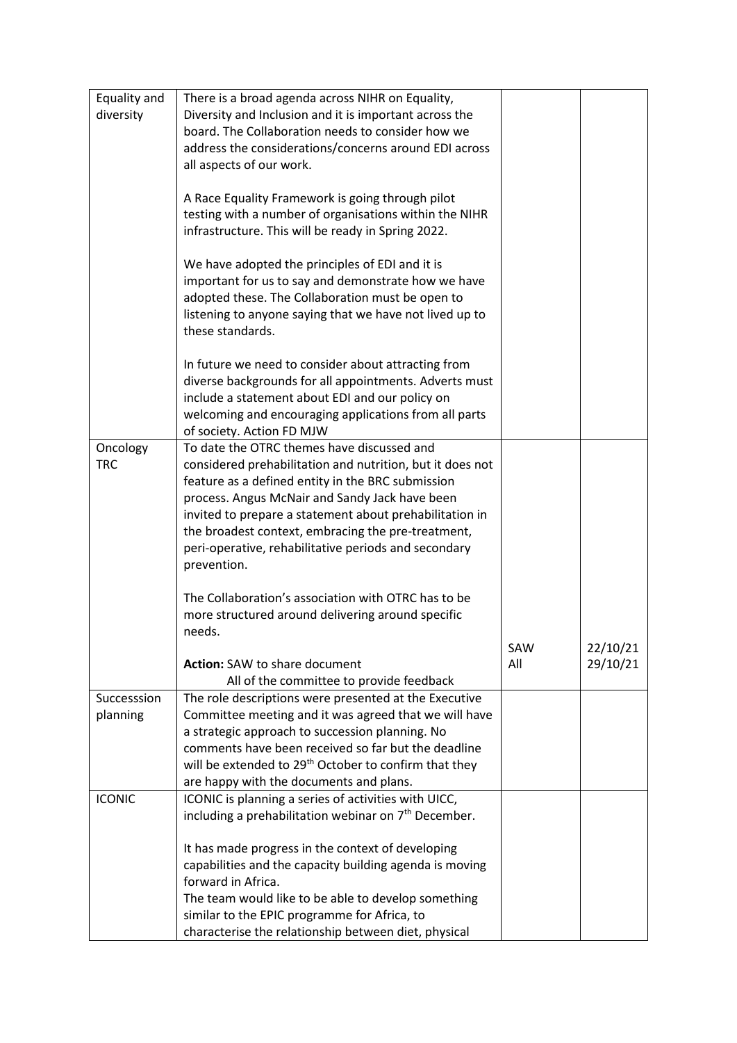| | | | |
|---|---|---|---|
| Equality and diversity | There is a broad agenda across NIHR on Equality, Diversity and Inclusion and it is important across the board. The Collaboration needs to consider how we address the considerations/concerns around EDI across all aspects of our work.<br><br>A Race Equality Framework is going through pilot testing with a number of organisations within the NIHR infrastructure. This will be ready in Spring 2022.<br><br>We have adopted the principles of EDI and it is important for us to say and demonstrate how we have adopted these. The Collaboration must be open to listening to anyone saying that we have not lived up to these standards.<br><br>In future we need to consider about attracting from diverse backgrounds for all appointments. Adverts must include a statement about EDI and our policy on welcoming and encouraging applications from all parts of society. Action FD MJW | | |
| Oncology TRC | To date the OTRC themes have discussed and considered prehabilitation and nutrition, but it does not feature as a defined entity in the BRC submission process. Angus McNair and Sandy Jack have been invited to prepare a statement about prehabilitation in the broadest context, embracing the pre-treatment, peri-operative, rehabilitative periods and secondary prevention.<br><br>The Collaboration's association with OTRC has to be more structured around delivering around specific needs.<br><br>**Action:** SAW to share document<br>All of the committee to provide feedback | SAW<br>All | 22/10/21<br>29/10/21 |
| Successsion planning | The role descriptions were presented at the Executive Committee meeting and it was agreed that we will have a strategic approach to succession planning. No comments have been received so far but the deadline will be extended to 29th October to confirm that they are happy with the documents and plans. | | |
| ICONIC | ICONIC is planning a series of activities with UICC, including a prehabilitation webinar on 7th December.<br><br>It has made progress in the context of developing capabilities and the capacity building agenda is moving forward in Africa.<br>The team would like to be able to develop something similar to the EPIC programme for Africa, to characterise the relationship between diet, physical | | |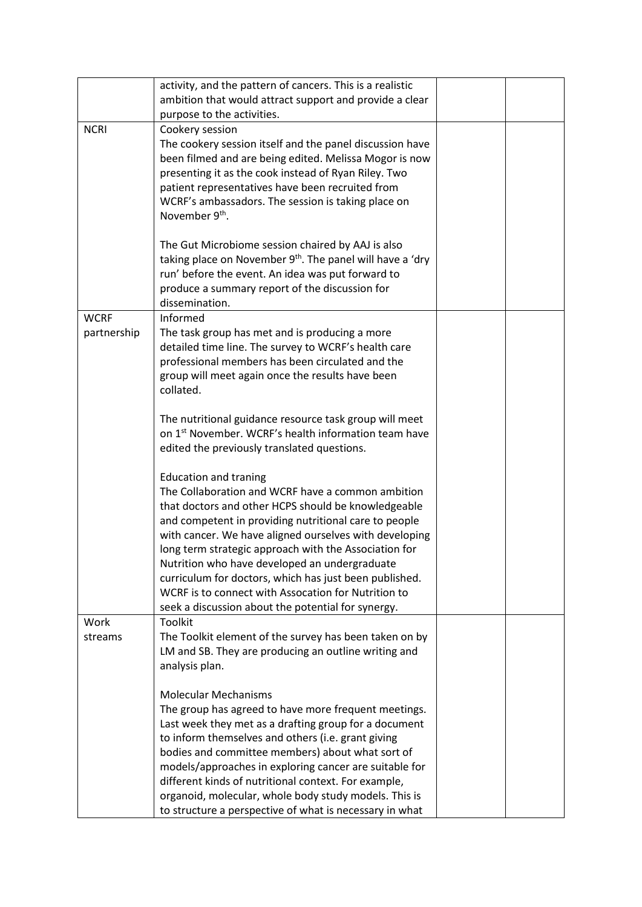| | | | |
|---|---|---|---|
| | activity, and the pattern of cancers. This is a realistic ambition that would attract support and provide a clear purpose to the activities. | | |
| NCRI | Cookery session<br>The cookery session itself and the panel discussion have been filmed and are being edited. Melissa Mogor is now presenting it as the cook instead of Ryan Riley. Two patient representatives have been recruited from WCRF's ambassadors. The session is taking place on November 9th.<br><br>The Gut Microbiome session chaired by AAJ is also taking place on November 9th. The panel will have a 'dry run' before the event. An idea was put forward to produce a summary report of the discussion for dissemination. | | |
| WCRF partnership | Informed<br>The task group has met and is producing a more detailed time line. The survey to WCRF's health care professional members has been circulated and the group will meet again once the results have been collated.<br><br>The nutritional guidance resource task group will meet on 1st November. WCRF's health information team have edited the previously translated questions.<br><br>Education and traning<br>The Collaboration and WCRF have a common ambition that doctors and other HCPS should be knowledgeable and competent in providing nutritional care to people with cancer. We have aligned ourselves with developing long term strategic approach with the Association for Nutrition who have developed an undergraduate curriculum for doctors, which has just been published. WCRF is to connect with Assocation for Nutrition to seek a discussion about the potential for synergy. | | |
| Work streams | Toolkit<br>The Toolkit element of the survey has been taken on by LM and SB. They are producing an outline writing and analysis plan.<br><br>Molecular Mechanisms<br>The group has agreed to have more frequent meetings. Last week they met as a drafting group for a document to inform themselves and others (i.e. grant giving bodies and committee members) about what sort of models/approaches in exploring cancer are suitable for different kinds of nutritional context. For example, organoid, molecular, whole body study models. This is to structure a perspective of what is necessary in what | | |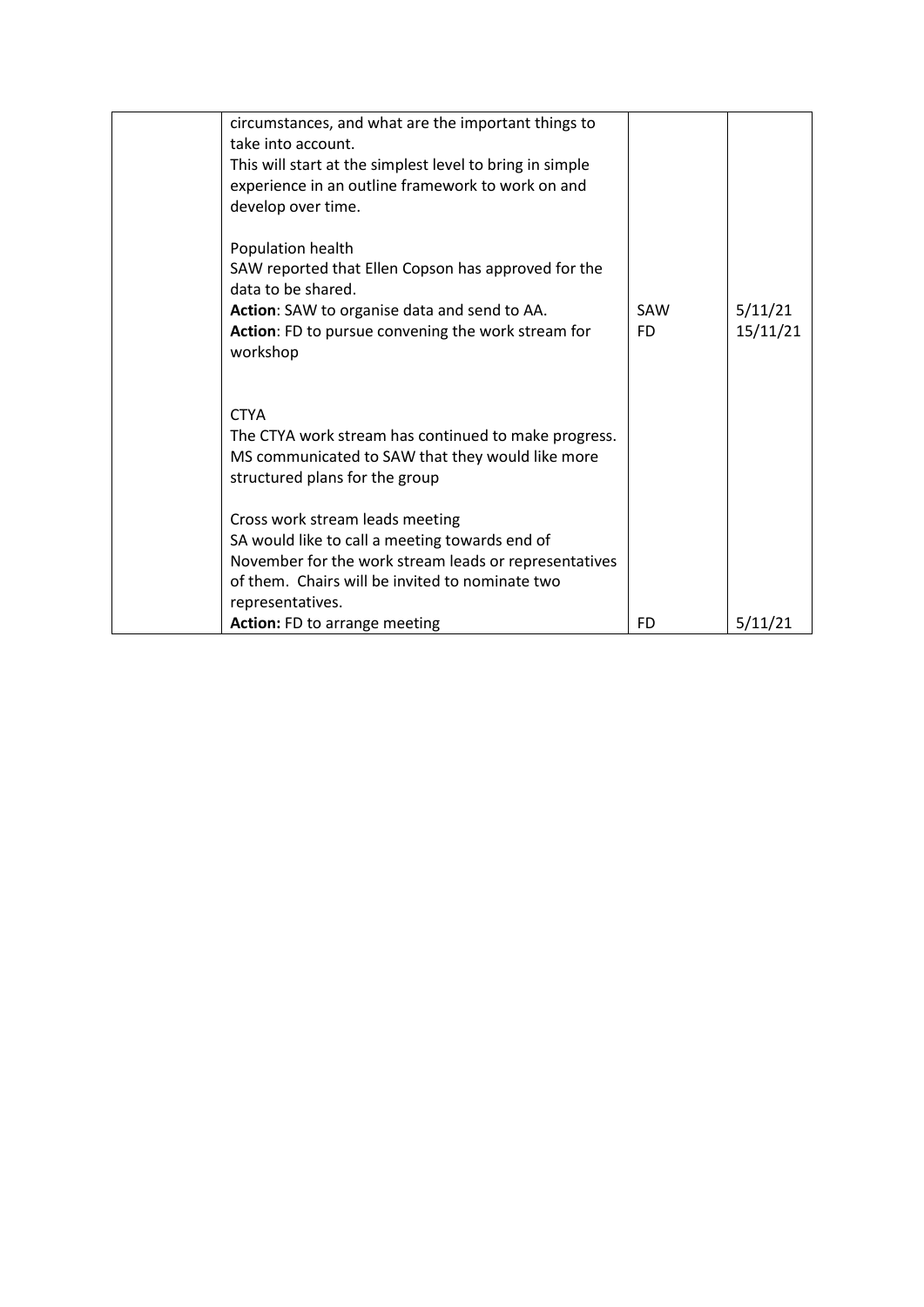| | | | |
|---|---|---|---|
| | circumstances, and what are the important things to take into account.<br>This will start at the simplest level to bring in simple experience in an outline framework to work on and develop over time.<br><br>Population health<br>SAW reported that Ellen Copson has approved for the data to be shared.<br>**Action**: SAW to organise data and send to AA.<br>**Action**: FD to pursue convening the work stream for workshop<br><br>CTYA<br>The CTYA work stream has continued to make progress. MS communicated to SAW that they would like more structured plans for the group<br><br>Cross work stream leads meeting<br>SA would like to call a meeting towards end of November for the work stream leads or representatives of them. Chairs will be invited to nominate two representatives.<br>**Action:** FD to arrange meeting | SAW<br>FD<br><br><br><br><br><br><br><br><br><br><br><br>FD | 5/11/21<br>15/11/21<br><br><br><br><br><br><br><br><br><br><br><br>5/11/21 |